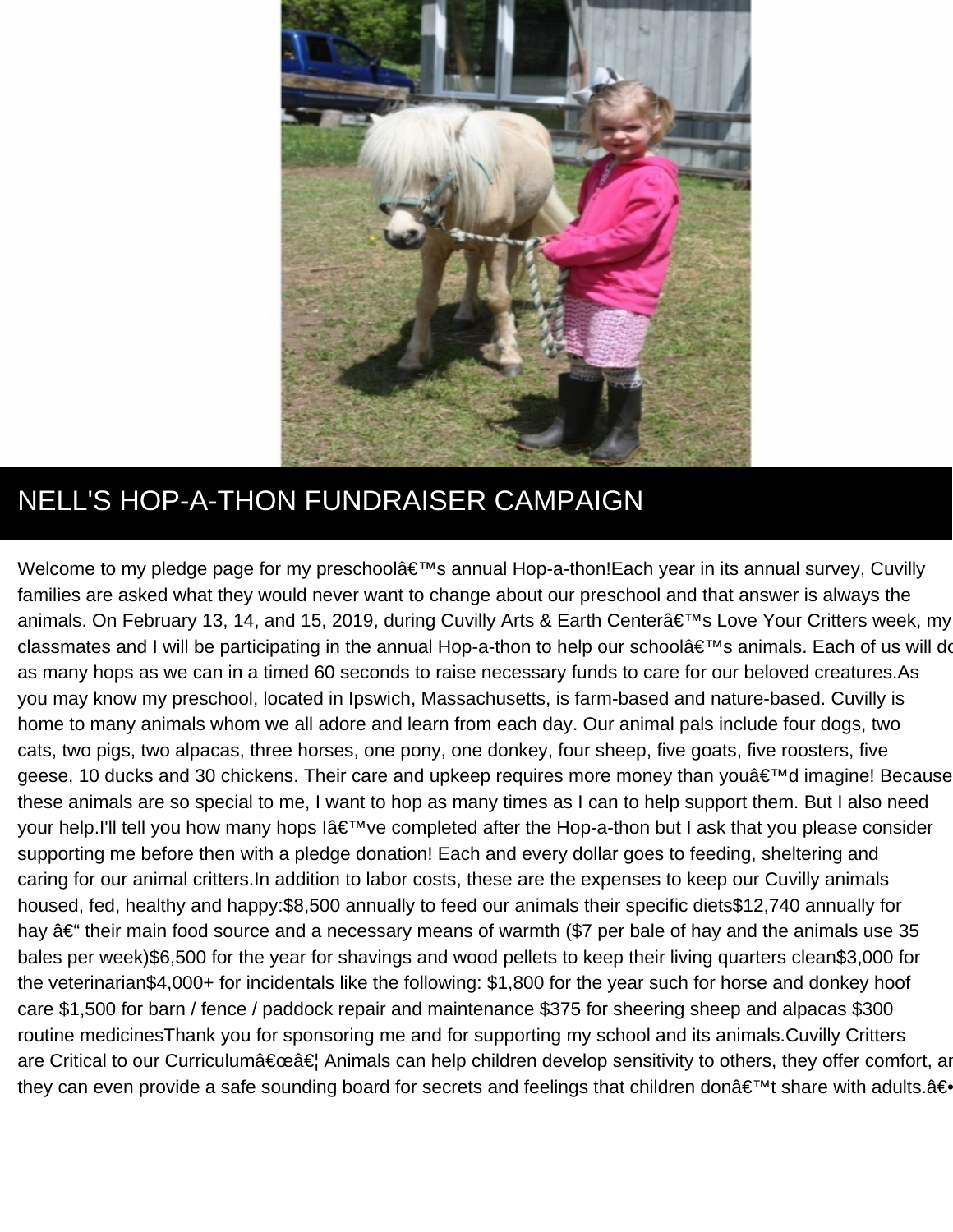# NELL'S HOP-A-THON FUNDRAISER CAMPAIGN

Welcome to my pledge page for my preschoolâ€™s annual Hop-a-thon!Each year in its annual survey, Cuvilly families are asked what they would never want to change about our preschool and that answer is always the animals. On February 13, 14, and 15, 2019, during Cuvilly Arts & Earth Centerâ€™s Love Your Critters week, my classmates and I will be participating in the annual Hop-a-thon to help our schoolâ€™s animals. Each of us will do as many hops as we can in a timed 60 seconds to raise necessary funds to care for our beloved creatures.As you may know my preschool, located in Ipswich, Massachusetts, is farm-based and nature-based. Cuvilly is home to many animals whom we all adore and learn from each day. Our animal pals include four dogs, two cats, two pigs, two alpacas, three horses, one pony, one donkey, four sheep, five goats, five roosters, five geese, 10 ducks and 30 chickens. Their care and upkeep requires more money than youâ€™d imagine! Because these animals are so special to me, I want to hop as many times as I can to help support them. But I also need your help.I'll tell you how many hops Iâ€™ve completed after the Hop-a-thon but I ask that you please consider supporting me before then with a pledge donation! Each and every dollar goes to feeding, sheltering and caring for our animal critters.In addition to labor costs, these are the expenses to keep our Cuvilly animals housed, fed, healthy and happy:$8,500 annually to feed our animals their specific diets$12,740 annually for hay â€“ their main food source and a necessary means of warmth ($7 per bale of hay and the animals use 35 bales per week)$6,500 for the year for shavings and wood pellets to keep their living quarters clean$3,000 for the veterinarian$4,000+ for incidentals like the following: $1,800 for the year such for horse and donkey hoof care $1,500 for barn / fence / paddock repair and maintenance $375 for sheering sheep and alpacas $300 routine medicinesThank you for sponsoring me and for supporting my school and its animals.Cuvilly Critters are Critical to our Curriculumâ€œâ€¦ Animals can help children develop sensitivity to others, they offer comfort, and they can even provide a safe sounding board for secrets and feelings that children donâ€™t share with adults.â€•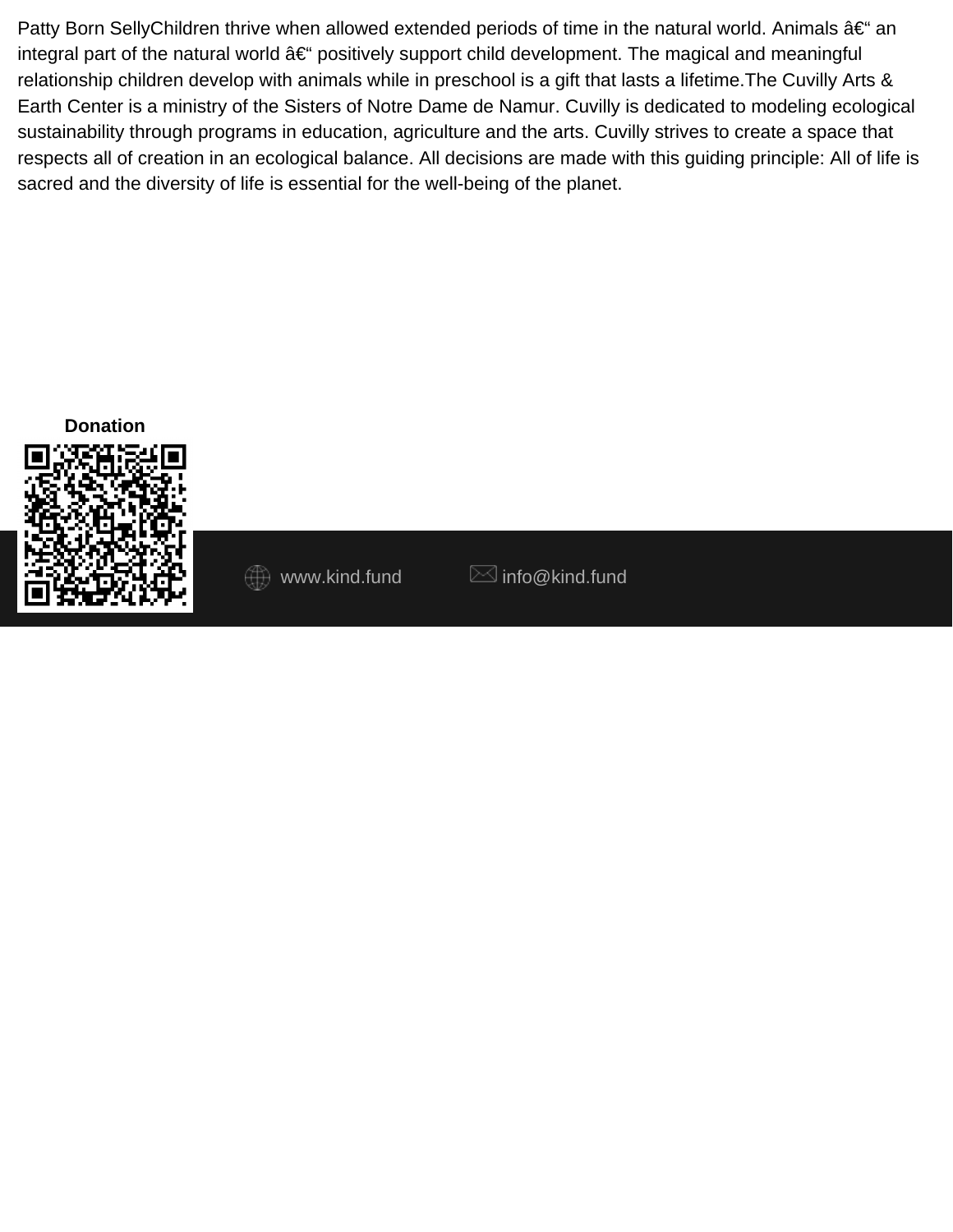Patty Born SellyChildren thrive when allowed extended periods of time in the natural world. Animals â€“ an integral part of the natural world â€“ positively support child development. The magical and meaningful relationship children develop with animals while in preschool is a gift that lasts a lifetime.The Cuvilly Arts & Earth Center is a ministry of the Sisters of Notre Dame de Namur. Cuvilly is dedicated to modeling ecological sustainability through programs in education, agriculture and the arts. Cuvilly strives to create a space that respects all of creation in an ecological balance. All decisions are made with this guiding principle: All of life is sacred and the diversity of life is essential for the well-being of the planet.

**Donation**

www.kind.fund    info@kind.fund